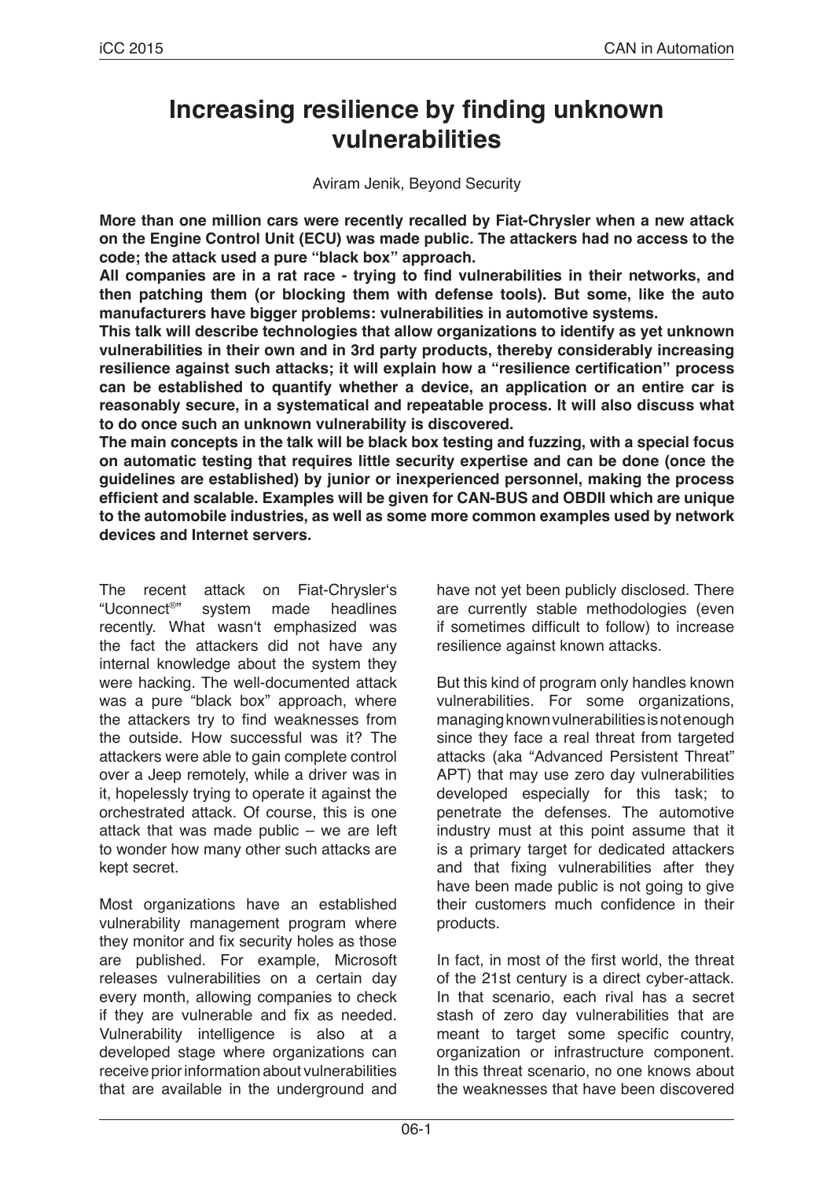# Increasing resilience by finding unknown vulnerabilities

Aviram Jenik, Beyond Security

**More than one million cars were recently recalled by Fiat-Chrysler when a new attack on the Engine Control Unit (ECU) was made public. The attackers had no access to the code; the attack used a pure "black box" approach.**

**All companies are in a rat race - trying to find vulnerabilities in their networks, and then patching them (or blocking them with defense tools). But some, like the auto manufacturers have bigger problems: vulnerabilities in automotive systems.**

**This talk will describe technologies that allow organizations to identify as yet unknown vulnerabilities in their own and in 3rd party products, thereby considerably increasing resilience against such attacks; it will explain how a "resilience certification" process can be established to quantify whether a device, an application or an entire car is reasonably secure, in a systematical and repeatable process. It will also discuss what to do once such an unknown vulnerability is discovered.**

**The main concepts in the talk will be black box testing and fuzzing, with a special focus on automatic testing that requires little security expertise and can be done (once the guidelines are established) by junior or inexperienced personnel, making the process efficient and scalable. Examples will be given for CAN-BUS and OBDII which are unique to the automobile industries, as well as some more common examples used by network devices and Internet servers.**

The recent attack on Fiat-Chrysler's "Uconnect®" system made headlines recently. What wasn't emphasized was the fact the attackers did not have any internal knowledge about the system they were hacking. The well-documented attack was a pure "black box" approach, where the attackers try to find weaknesses from the outside. How successful was it? The attackers were able to gain complete control over a Jeep remotely, while a driver was in it, hopelessly trying to operate it against the orchestrated attack. Of course, this is one attack that was made public – we are left to wonder how many other such attacks are kept secret.

Most organizations have an established vulnerability management program where they monitor and fix security holes as those are published. For example, Microsoft releases vulnerabilities on a certain day every month, allowing companies to check if they are vulnerable and fix as needed. Vulnerability intelligence is also at a developed stage where organizations can receive prior information about vulnerabilities that are available in the underground and have not yet been publicly disclosed. There are currently stable methodologies (even if sometimes difficult to follow) to increase resilience against known attacks.

But this kind of program only handles known vulnerabilities. For some organizations, managing known vulnerabilities is not enough since they face a real threat from targeted attacks (aka "Advanced Persistent Threat" APT) that may use zero day vulnerabilities developed especially for this task; to penetrate the defenses. The automotive industry must at this point assume that it is a primary target for dedicated attackers and that fixing vulnerabilities after they have been made public is not going to give their customers much confidence in their products.

In fact, in most of the first world, the threat of the 21st century is a direct cyber-attack. In that scenario, each rival has a secret stash of zero day vulnerabilities that are meant to target some specific country, organization or infrastructure component. In this threat scenario, no one knows about the weaknesses that have been discovered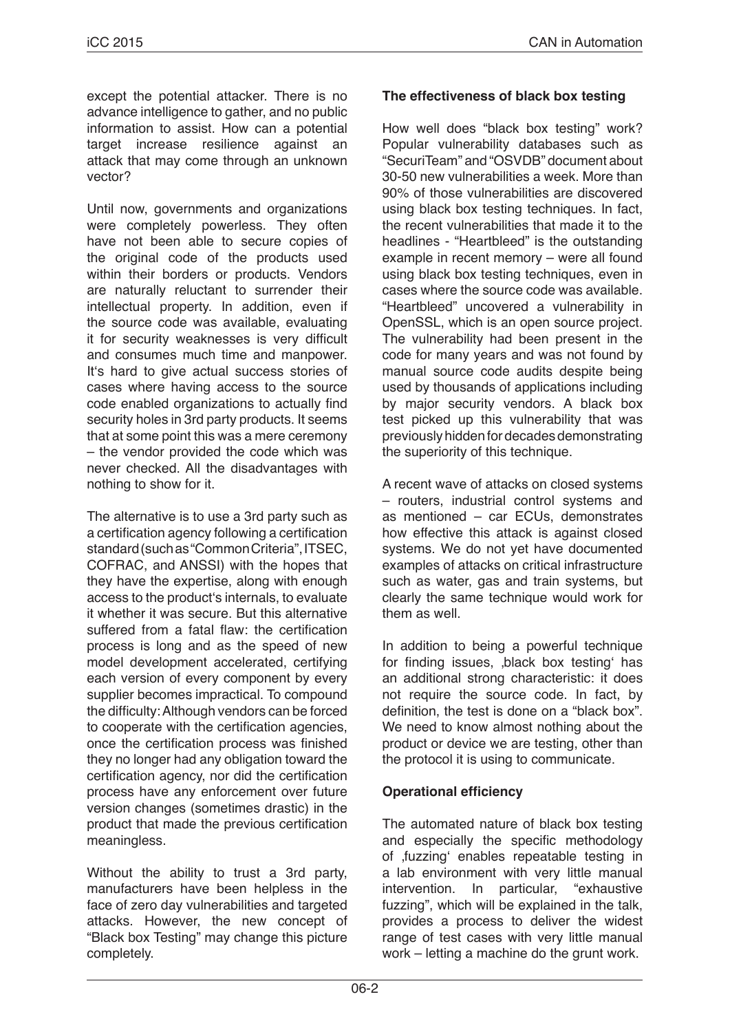except the potential attacker. There is no advance intelligence to gather, and no public information to assist. How can a potential target increase resilience against an attack that may come through an unknown vector?

Until now, governments and organizations were completely powerless. They often have not been able to secure copies of the original code of the products used within their borders or products. Vendors are naturally reluctant to surrender their intellectual property. In addition, even if the source code was available, evaluating it for security weaknesses is very difficult and consumes much time and manpower. It‘s hard to give actual success stories of cases where having access to the source code enabled organizations to actually find security holes in 3rd party products. It seems that at some point this was a mere ceremony – the vendor provided the code which was never checked. All the disadvantages with nothing to show for it.

The alternative is to use a 3rd party such as a certification agency following a certification standard (such as "Common Criteria", ITSEC, COFRAC, and ANSSI) with the hopes that they have the expertise, along with enough access to the product‘s internals, to evaluate it whether it was secure. But this alternative suffered from a fatal flaw: the certification process is long and as the speed of new model development accelerated, certifying each version of every component by every supplier becomes impractical. To compound the difficulty: Although vendors can be forced to cooperate with the certification agencies, once the certification process was finished they no longer had any obligation toward the certification agency, nor did the certification process have any enforcement over future version changes (sometimes drastic) in the product that made the previous certification meaningless.

Without the ability to trust a 3rd party, manufacturers have been helpless in the face of zero day vulnerabilities and targeted attacks. However, the new concept of "Black box Testing" may change this picture completely.

**The effectiveness of black box testing**

How well does "black box testing" work? Popular vulnerability databases such as "SecuriTeam" and "OSVDB" document about 30-50 new vulnerabilities a week. More than 90% of those vulnerabilities are discovered using black box testing techniques. In fact, the recent vulnerabilities that made it to the headlines - "Heartbleed" is the outstanding example in recent memory – were all found using black box testing techniques, even in cases where the source code was available. "Heartbleed" uncovered a vulnerability in OpenSSL, which is an open source project. The vulnerability had been present in the code for many years and was not found by manual source code audits despite being used by thousands of applications including by major security vendors. A black box test picked up this vulnerability that was previously hidden for decades demonstrating the superiority of this technique.

A recent wave of attacks on closed systems – routers, industrial control systems and as mentioned – car ECUs, demonstrates how effective this attack is against closed systems. We do not yet have documented examples of attacks on critical infrastructure such as water, gas and train systems, but clearly the same technique would work for them as well.

In addition to being a powerful technique for finding issues, ‚black box testing‘ has an additional strong characteristic: it does not require the source code. In fact, by definition, the test is done on a "black box". We need to know almost nothing about the product or device we are testing, other than the protocol it is using to communicate.

**Operational efficiency**

The automated nature of black box testing and especially the specific methodology of ‚fuzzing‘ enables repeatable testing in a lab environment with very little manual intervention. In particular, "exhaustive fuzzing", which will be explained in the talk, provides a process to deliver the widest range of test cases with very little manual work – letting a machine do the grunt work.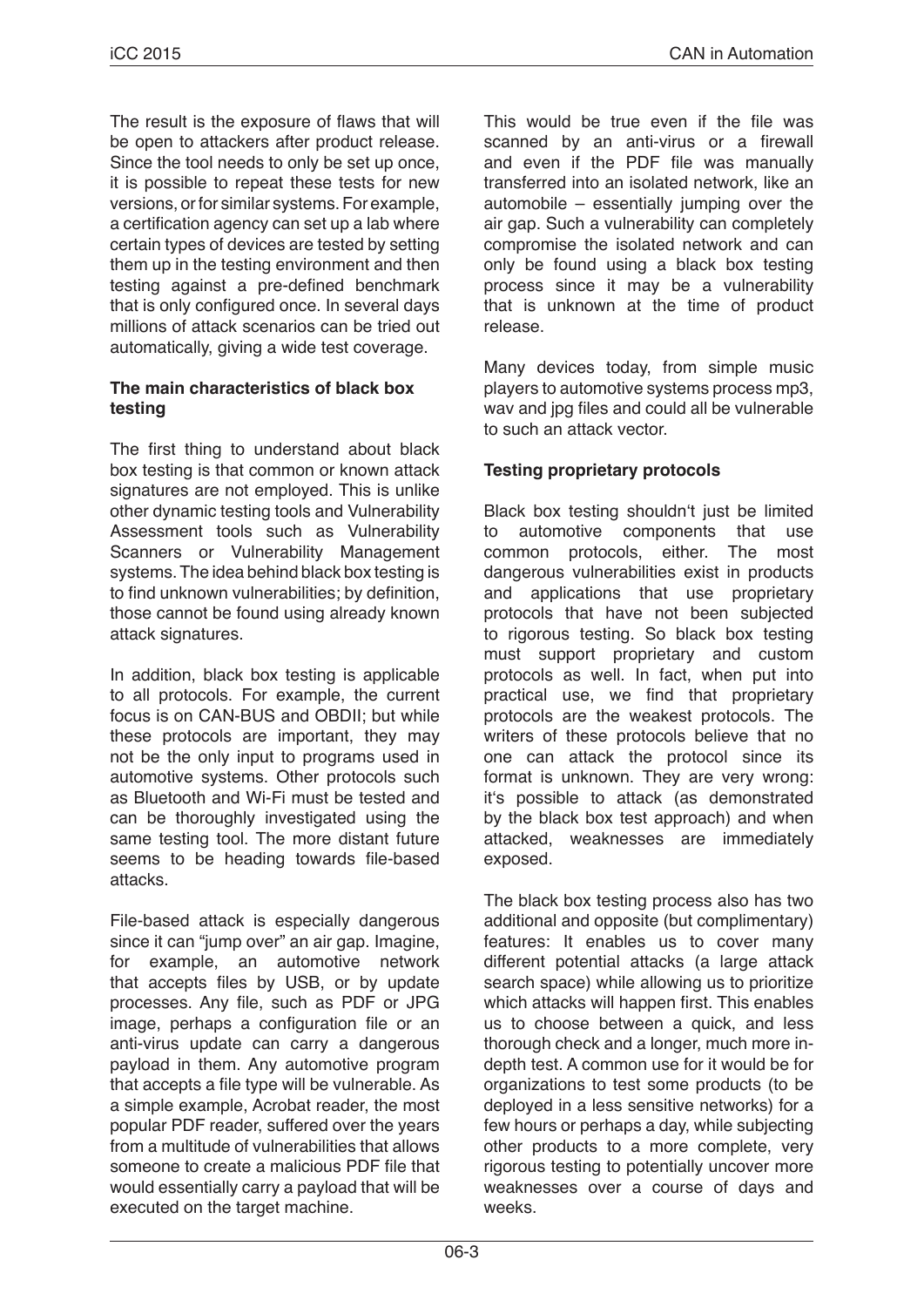The result is the exposure of flaws that will be open to attackers after product release. Since the tool needs to only be set up once, it is possible to repeat these tests for new versions, or for similar systems. For example, a certification agency can set up a lab where certain types of devices are tested by setting them up in the testing environment and then testing against a pre-defined benchmark that is only configured once. In several days millions of attack scenarios can be tried out automatically, giving a wide test coverage.

**The main characteristics of black box testing**

The first thing to understand about black box testing is that common or known attack signatures are not employed. This is unlike other dynamic testing tools and Vulnerability Assessment tools such as Vulnerability Scanners or Vulnerability Management systems. The idea behind black box testing is to find unknown vulnerabilities; by definition, those cannot be found using already known attack signatures.

In addition, black box testing is applicable to all protocols. For example, the current focus is on CAN-BUS and OBDII; but while these protocols are important, they may not be the only input to programs used in automotive systems. Other protocols such as Bluetooth and Wi-Fi must be tested and can be thoroughly investigated using the same testing tool. The more distant future seems to be heading towards file-based attacks.

File-based attack is especially dangerous since it can "jump over" an air gap. Imagine, for example, an automotive network that accepts files by USB, or by update processes. Any file, such as PDF or JPG image, perhaps a configuration file or an anti-virus update can carry a dangerous payload in them. Any automotive program that accepts a file type will be vulnerable. As a simple example, Acrobat reader, the most popular PDF reader, suffered over the years from a multitude of vulnerabilities that allows someone to create a malicious PDF file that would essentially carry a payload that will be executed on the target machine.

This would be true even if the file was scanned by an anti-virus or a firewall and even if the PDF file was manually transferred into an isolated network, like an automobile – essentially jumping over the air gap. Such a vulnerability can completely compromise the isolated network and can only be found using a black box testing process since it may be a vulnerability that is unknown at the time of product release.

Many devices today, from simple music players to automotive systems process mp3, wav and jpg files and could all be vulnerable to such an attack vector.

**Testing proprietary protocols**

Black box testing shouldn't just be limited to automotive components that use common protocols, either. The most dangerous vulnerabilities exist in products and applications that use proprietary protocols that have not been subjected to rigorous testing. So black box testing must support proprietary and custom protocols as well. In fact, when put into practical use, we find that proprietary protocols are the weakest protocols. The writers of these protocols believe that no one can attack the protocol since its format is unknown. They are very wrong: it's possible to attack (as demonstrated by the black box test approach) and when attacked, weaknesses are immediately exposed.

The black box testing process also has two additional and opposite (but complimentary) features: It enables us to cover many different potential attacks (a large attack search space) while allowing us to prioritize which attacks will happen first. This enables us to choose between a quick, and less thorough check and a longer, much more in-depth test. A common use for it would be for organizations to test some products (to be deployed in a less sensitive networks) for a few hours or perhaps a day, while subjecting other products to a more complete, very rigorous testing to potentially uncover more weaknesses over a course of days and weeks.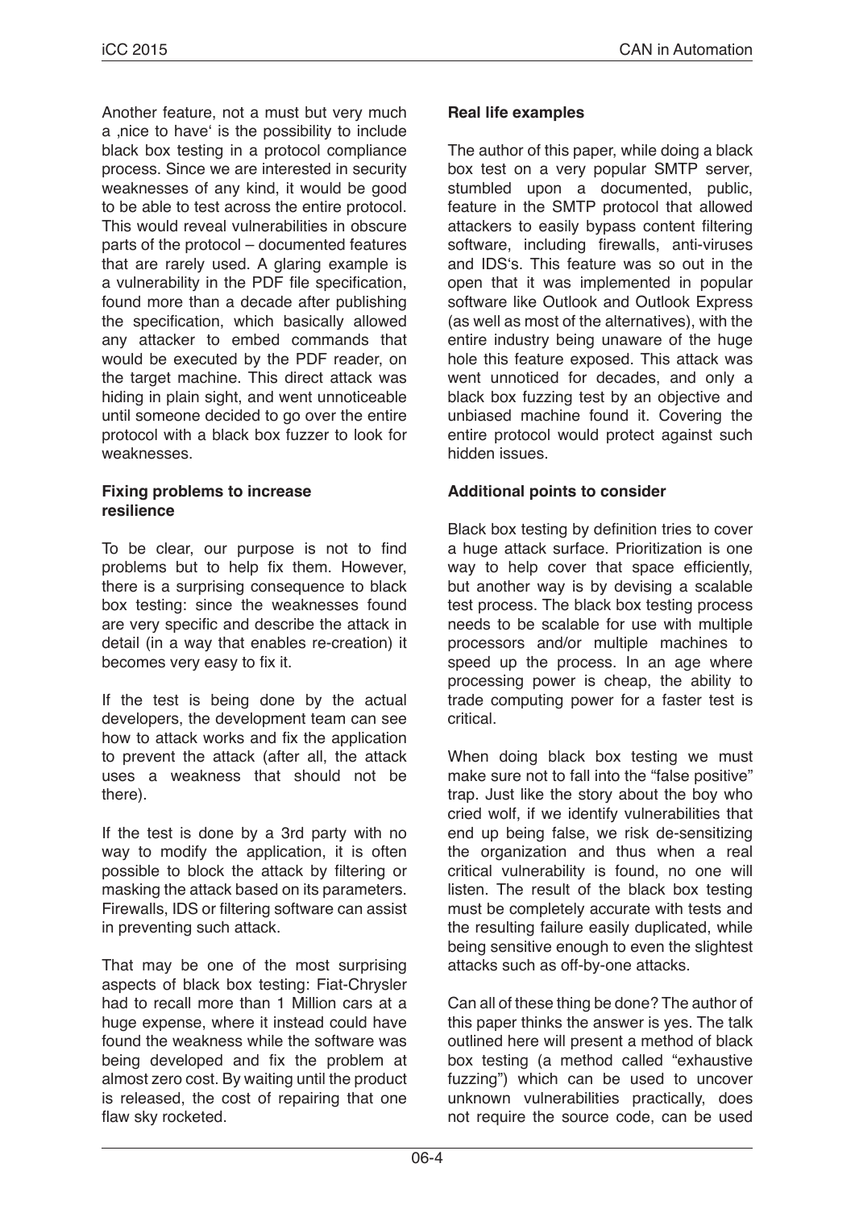Another feature, not a must but very much a ‚nice to have' is the possibility to include black box testing in a protocol compliance process. Since we are interested in security weaknesses of any kind, it would be good to be able to test across the entire protocol. This would reveal vulnerabilities in obscure parts of the protocol – documented features that are rarely used. A glaring example is a vulnerability in the PDF file specification, found more than a decade after publishing the specification, which basically allowed any attacker to embed commands that would be executed by the PDF reader, on the target machine. This direct attack was hiding in plain sight, and went unnoticeable until someone decided to go over the entire protocol with a black box fuzzer to look for weaknesses.

**Fixing problems to increase resilience**

To be clear, our purpose is not to find problems but to help fix them. However, there is a surprising consequence to black box testing: since the weaknesses found are very specific and describe the attack in detail (in a way that enables re-creation) it becomes very easy to fix it.

If the test is being done by the actual developers, the development team can see how to attack works and fix the application to prevent the attack (after all, the attack uses a weakness that should not be there).

If the test is done by a 3rd party with no way to modify the application, it is often possible to block the attack by filtering or masking the attack based on its parameters. Firewalls, IDS or filtering software can assist in preventing such attack.

That may be one of the most surprising aspects of black box testing: Fiat-Chrysler had to recall more than 1 Million cars at a huge expense, where it instead could have found the weakness while the software was being developed and fix the problem at almost zero cost. By waiting until the product is released, the cost of repairing that one flaw sky rocketed.

**Real life examples**

The author of this paper, while doing a black box test on a very popular SMTP server, stumbled upon a documented, public, feature in the SMTP protocol that allowed attackers to easily bypass content filtering software, including firewalls, anti-viruses and IDS's. This feature was so out in the open that it was implemented in popular software like Outlook and Outlook Express (as well as most of the alternatives), with the entire industry being unaware of the huge hole this feature exposed. This attack was went unnoticed for decades, and only a black box fuzzing test by an objective and unbiased machine found it. Covering the entire protocol would protect against such hidden issues.

**Additional points to consider**

Black box testing by definition tries to cover a huge attack surface. Prioritization is one way to help cover that space efficiently, but another way is by devising a scalable test process. The black box testing process needs to be scalable for use with multiple processors and/or multiple machines to speed up the process. In an age where processing power is cheap, the ability to trade computing power for a faster test is critical.

When doing black box testing we must make sure not to fall into the "false positive" trap. Just like the story about the boy who cried wolf, if we identify vulnerabilities that end up being false, we risk de-sensitizing the organization and thus when a real critical vulnerability is found, no one will listen. The result of the black box testing must be completely accurate with tests and the resulting failure easily duplicated, while being sensitive enough to even the slightest attacks such as off-by-one attacks.

Can all of these thing be done? The author of this paper thinks the answer is yes. The talk outlined here will present a method of black box testing (a method called "exhaustive fuzzing") which can be used to uncover unknown vulnerabilities practically, does not require the source code, can be used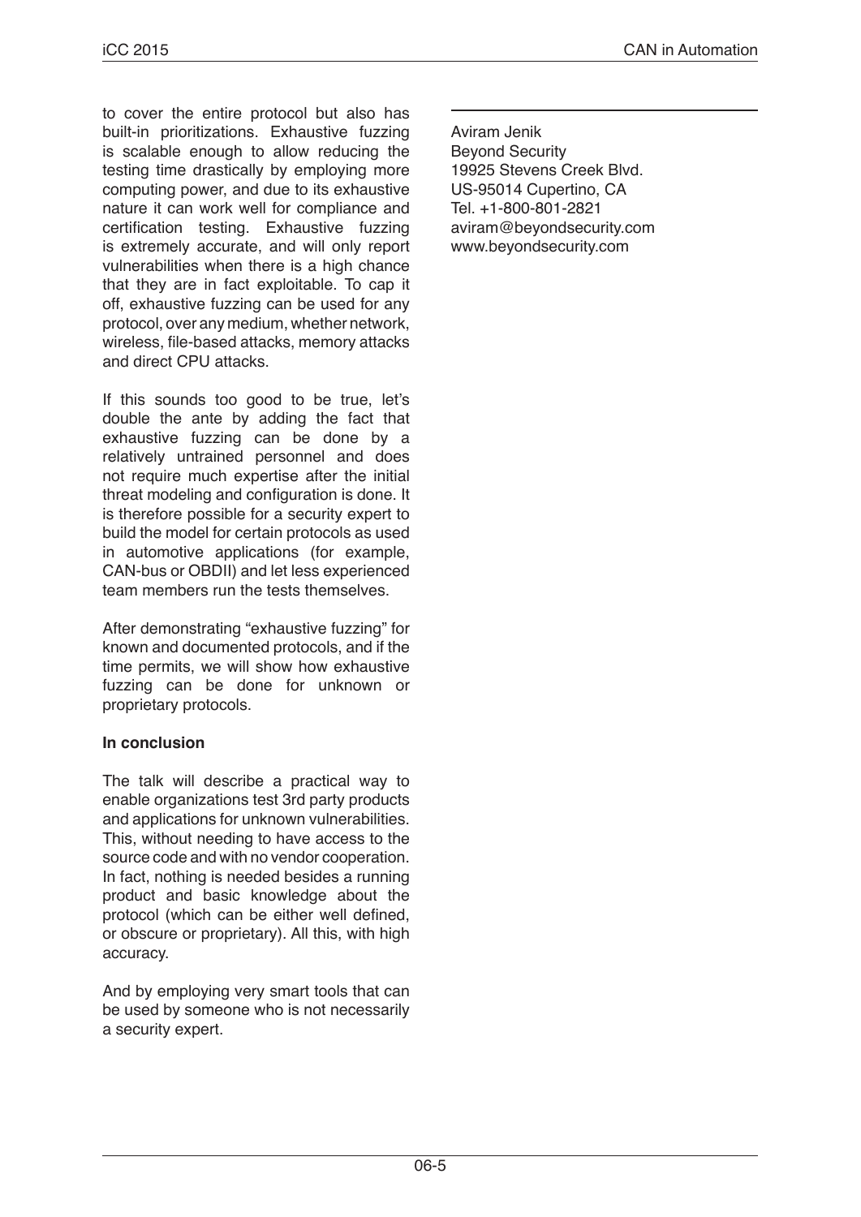to cover the entire protocol but also has built-in prioritizations. Exhaustive fuzzing is scalable enough to allow reducing the testing time drastically by employing more computing power, and due to its exhaustive nature it can work well for compliance and certification testing. Exhaustive fuzzing is extremely accurate, and will only report vulnerabilities when there is a high chance that they are in fact exploitable. To cap it off, exhaustive fuzzing can be used for any protocol, over any medium, whether network, wireless, file-based attacks, memory attacks and direct CPU attacks.

If this sounds too good to be true, let's double the ante by adding the fact that exhaustive fuzzing can be done by a relatively untrained personnel and does not require much expertise after the initial threat modeling and configuration is done. It is therefore possible for a security expert to build the model for certain protocols as used in automotive applications (for example, CAN-bus or OBDII) and let less experienced team members run the tests themselves.

After demonstrating "exhaustive fuzzing" for known and documented protocols, and if the time permits, we will show how exhaustive fuzzing can be done for unknown or proprietary protocols.

**In conclusion**

The talk will describe a practical way to enable organizations test 3rd party products and applications for unknown vulnerabilities. This, without needing to have access to the source code and with no vendor cooperation. In fact, nothing is needed besides a running product and basic knowledge about the protocol (which can be either well defined, or obscure or proprietary). All this, with high accuracy.

And by employing very smart tools that can be used by someone who is not necessarily a security expert.

---

Aviram Jenik
Beyond Security
19925 Stevens Creek Blvd.
US-95014 Cupertino, CA
Tel. +1-800-801-2821
aviram@beyondsecurity.com
www.beyondsecurity.com